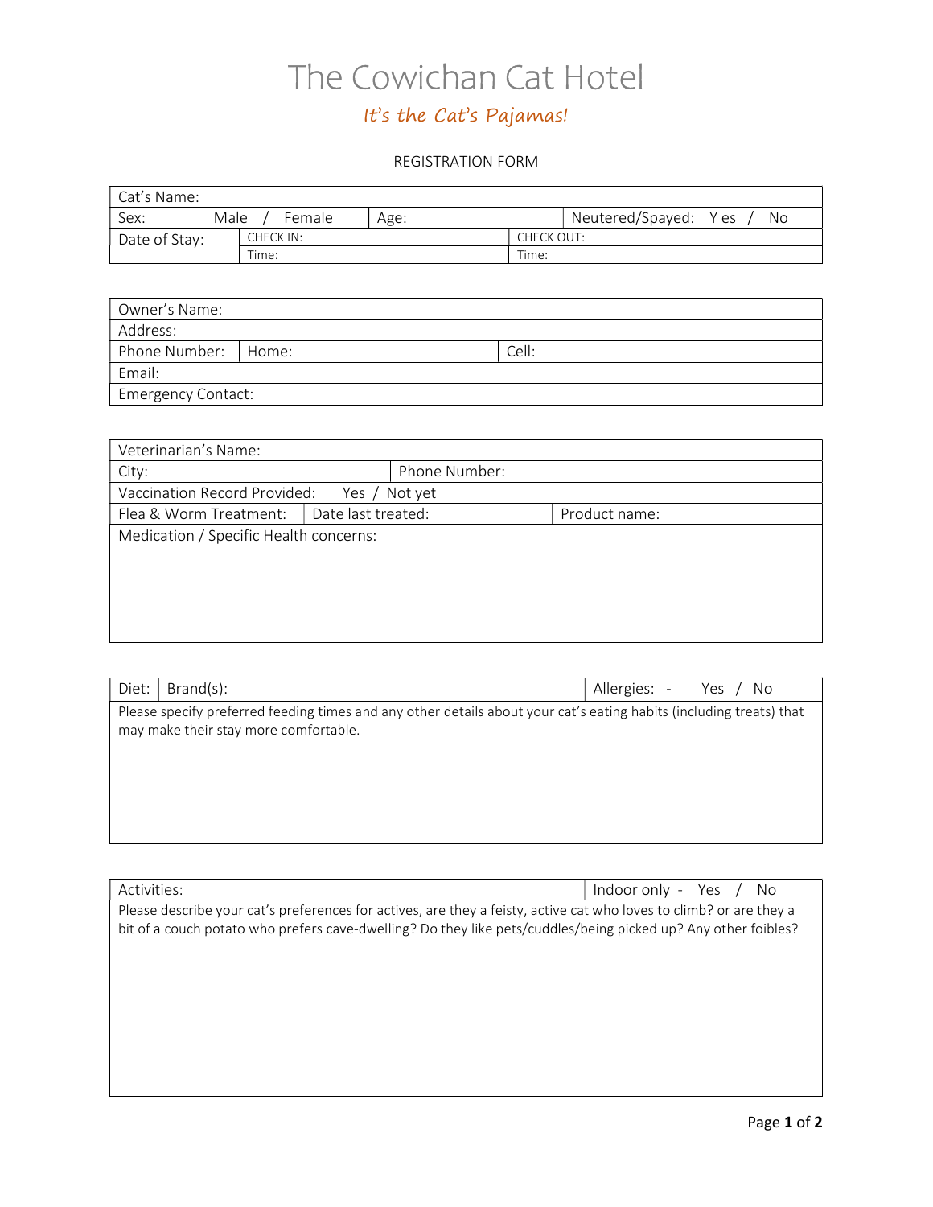# The Cowichan Cat Hotel

*It's the Cat's Pajamas!*

REGISTRATION FORM

| Cat's Name: | | | |
|---|---|---|---|
| Sex: Male / Female | Age: | | Neutered/Spayed: Y es / No |
| Date of Stay: | CHECK IN: | CHECK OUT: | |
| | Time: | Time: | |

| Owner's Name: | | |
|---|---|---|
| Address: | | |
| Phone Number: | Home: | Cell: |
| Email: | | |
| Emergency Contact: | | |

| Veterinarian's Name: | | |
|---|---|---|
| City: | Phone Number: | |
| Vaccination Record Provided: Yes / Not yet | | |
| Flea & Worm Treatment: | Date last treated: | Product name: |
| Medication / Specific Health concerns: | | |

| Diet: | Brand(s): | Allergies: - Yes / No |
|---|---|---|
| Please specify preferred feeding times and any other details about your cat's eating habits (including treats) that may make their stay more comfortable. | | |

| Activities: | Indoor only - Yes / No |
|---|---|
| Please describe your cat's preferences for actives, are they a feisty, active cat who loves to climb? or are they a bit of a couch potato who prefers cave-dwelling? Do they like pets/cuddles/being picked up? Any other foibles? | |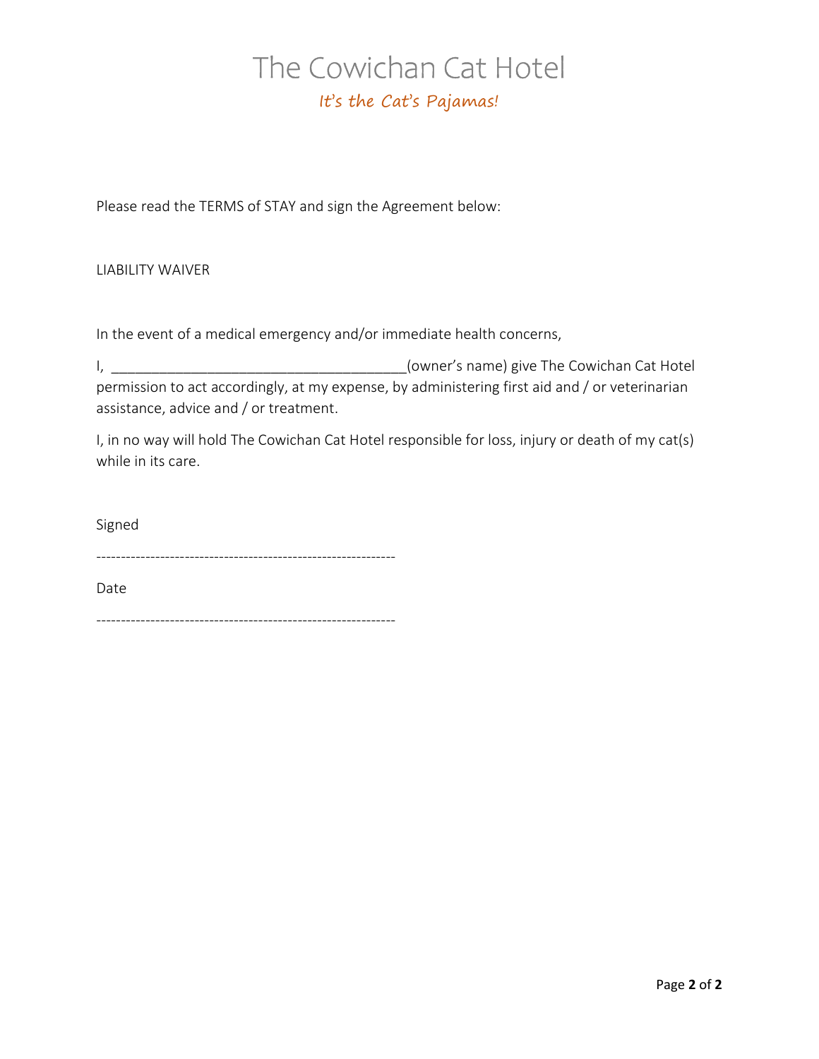# The Cowichan Cat Hotel

*It's the Cat's Pajamas!*

Please read the TERMS of STAY and sign the Agreement below:

LIABILITY WAIVER

In the event of a medical emergency and/or immediate health concerns,

I, ____________________________________(owner's name) give The Cowichan Cat Hotel permission to act accordingly, at my expense, by administering first aid and / or veterinarian assistance, advice and / or treatment.

I, in no way will hold The Cowichan Cat Hotel responsible for loss, injury or death of my cat(s) while in its care.

Signed

------------------------------------------------------------

Date

------------------------------------------------------------